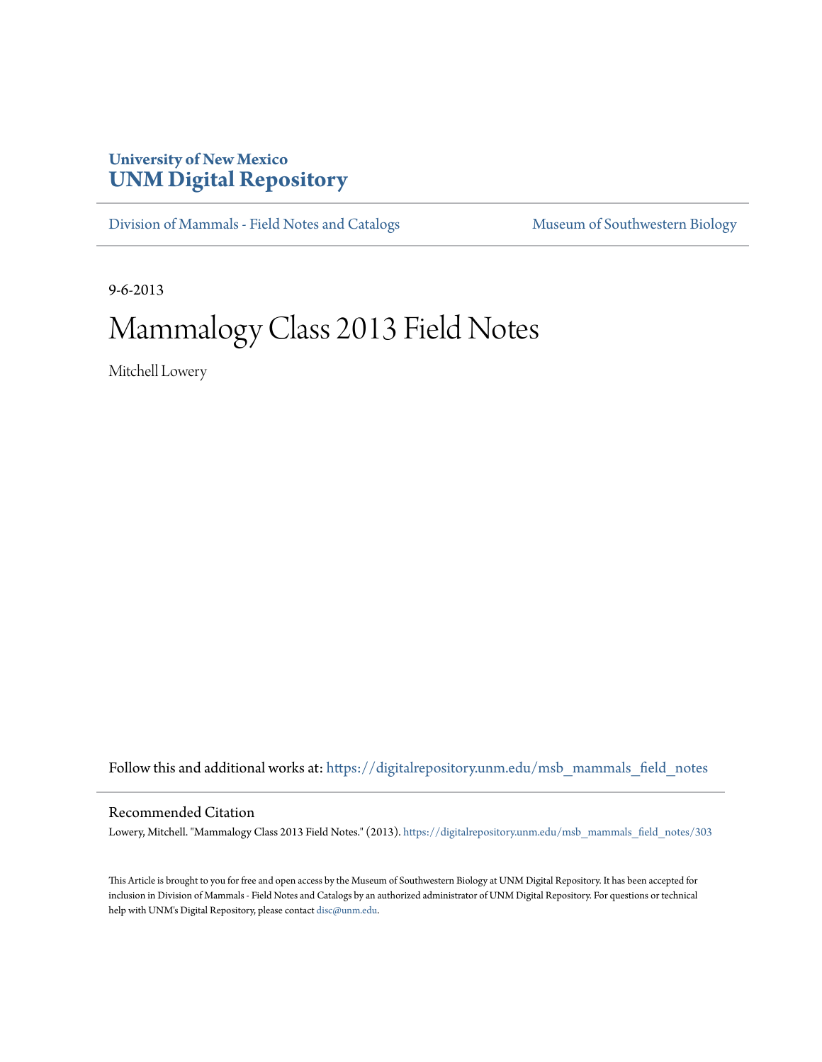University of New Mexico
**UNM Digital Repository**

Division of Mammals - Field Notes and Catalogs | Museum of Southwestern Biology

9-6-2013

# Mammalogy Class 2013 Field Notes

Mitchell Lowery

Follow this and additional works at: https://digitalrepository.unm.edu/msb_mammals_field_notes

## Recommended Citation

Lowery, Mitchell. "Mammalogy Class 2013 Field Notes." (2013). https://digitalrepository.unm.edu/msb_mammals_field_notes/303

This Article is brought to you for free and open access by the Museum of Southwestern Biology at UNM Digital Repository. It has been accepted for inclusion in Division of Mammals - Field Notes and Catalogs by an authorized administrator of UNM Digital Repository. For questions or technical help with UNM's Digital Repository, please contact disc@unm.edu.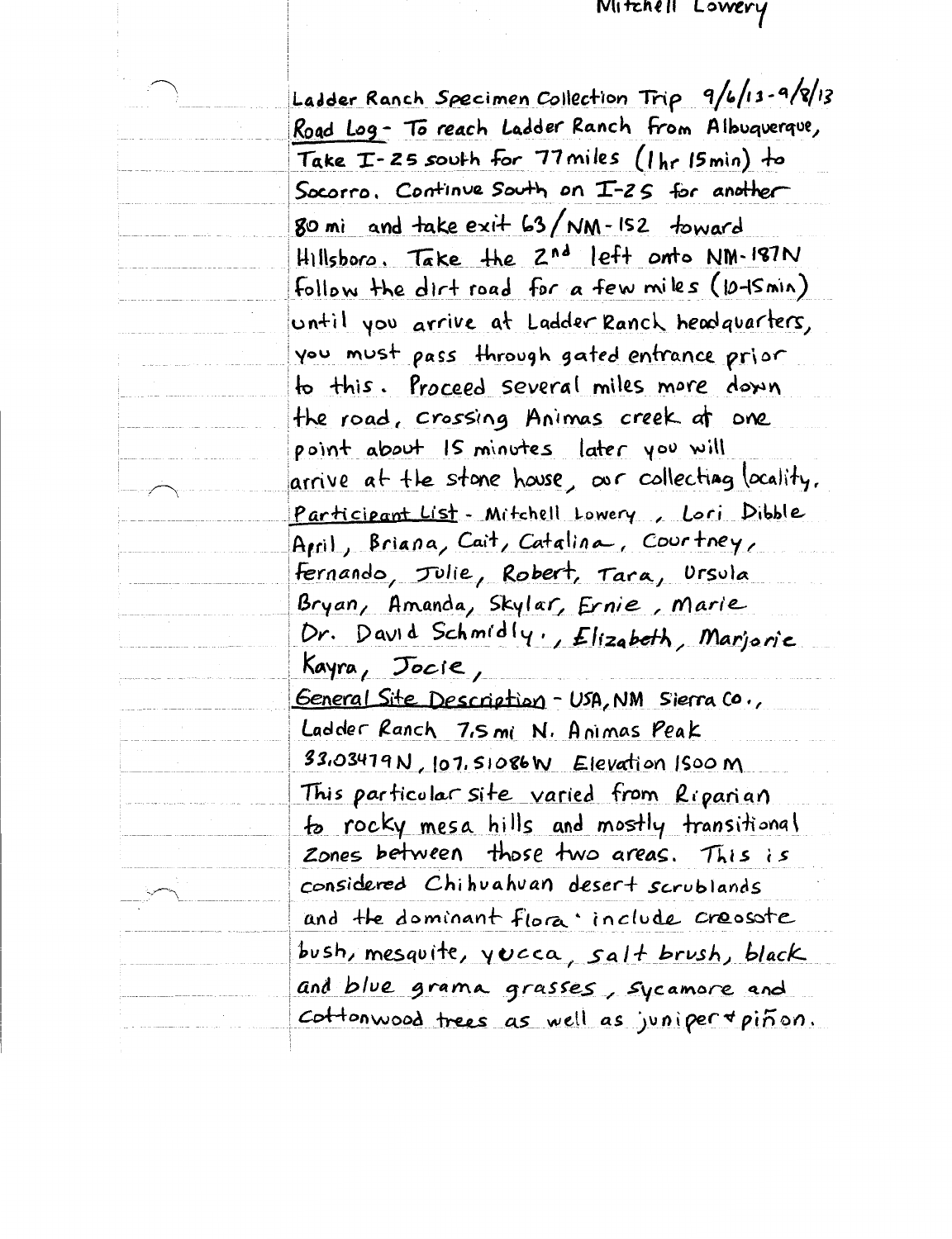Mitchell Lowery

Ladder Ranch Specimen Collection Trip 9/6/13-9/8/13

Road Log - To reach Ladder Ranch from Albuquerque, Take I-25 south for 77 miles (1hr 15min) to Socorro. Continue South on I-25 for another 80 mi and take exit 63/NM-152 toward Hillsboro. Take the 2nd left onto NM-187N follow the dirt road for a few miles (10-15min) until you arrive at Ladder Ranch headquarters, you must pass through gated entrance prior to this. Proceed several miles more down the road, crossing Animas creek at one point about 15 minutes later you will arrive at the stone house, our collecting locality.

Participant List - Mitchell Lowery, Lori Dibble April, Briana, Cait, Catalina, Courtney, Fernando, Julie, Robert, Tara, Ursula Bryan, Amanda, Skylar, Ernie, Marie Dr. David Schmidly., Elizabeth, Marjorie Kayra, Jocie,

General Site Description - USA, NM Sierra Co., Ladder Ranch 7.5 mi N. Animas Peak 33.03479N, 107.51086W Elevation 1500 m This particular site varied from Riparian to rocky mesa hills and mostly transitional Zones between those two areas. This is considered Chihuahuan desert scrublands and the dominant flora include creosote bush, mesquite, yucca, salt brush, black and blue grama grasses, Sycamore and Cottonwood trees as well as juniper + piñon.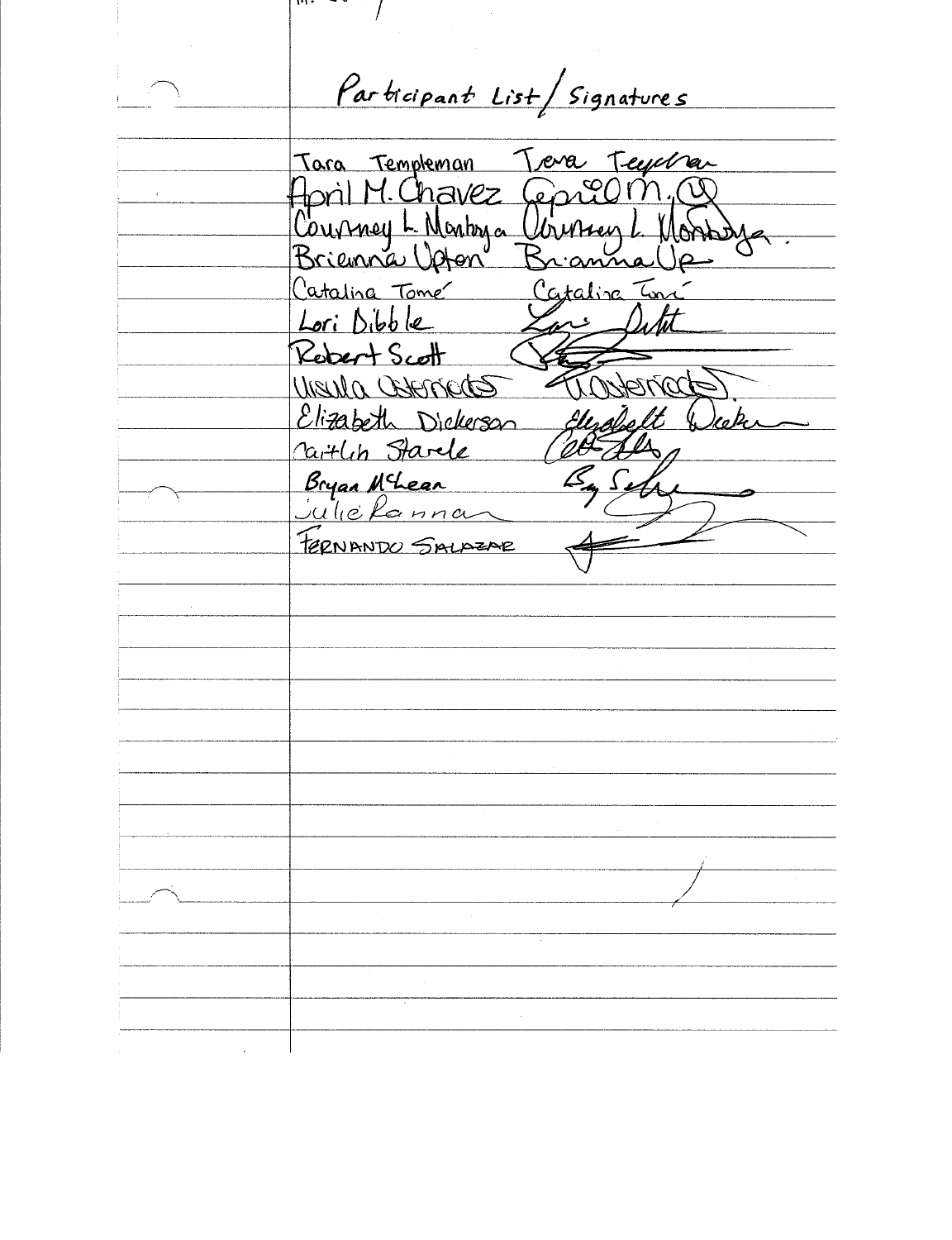## Participant List / Signatures

| Name | Signature |
|---|---|
| Tara Templeman | Tara Templeman |
| April M. Chavez | April M. C |
| Courtney L. Montoya | Courtney L. Montoya |
| Brienna Upton | Brianna Up |
| Catalina Tomé | Catalina Tomé |
| Lori Dibble | Lori Dibble |
| Robert Scott | |
| Ursula Casteneda | U Casteneda |
| Elizabeth Dickerson | Elizabeth Dickerson |
| Caitlin Starele | |
| Bryan McLean | |
| Julie Rannan | |
| FERNANDO SALAZAR | |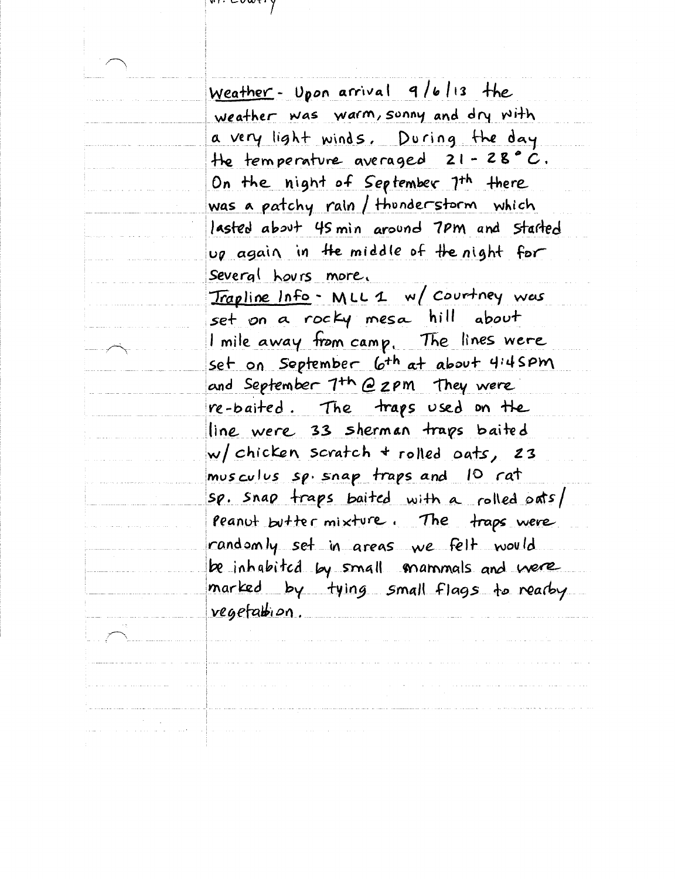__Weather__ - Upon arrival 9/6/13 the weather was warm, sunny and dry with a very light winds. During the day the temperature averaged 21 - 28 °C. On the night of September 7th there was a patchy rain / thunderstorm which lasted about 45 min around 7PM and started up again in the middle of the night for several hours more.

__Trapline Info__ - MLL 1 w/ Courtney was set on a rocky mesa hill about 1 mile away from camp. The lines were set on September 6th at about 4:45PM and September 7th @ 2PM They were re-baited. The traps used on the line were 33 sherman traps baited w/ chicken scratch + rolled oats, 23 musculus sp. snap traps and 10 rat sp. snap traps baited with a rolled oats / peanut butter mixture. The traps were randomly set in areas we felt would be inhabited by small mammals and were marked by tying small flags to nearby vegetation.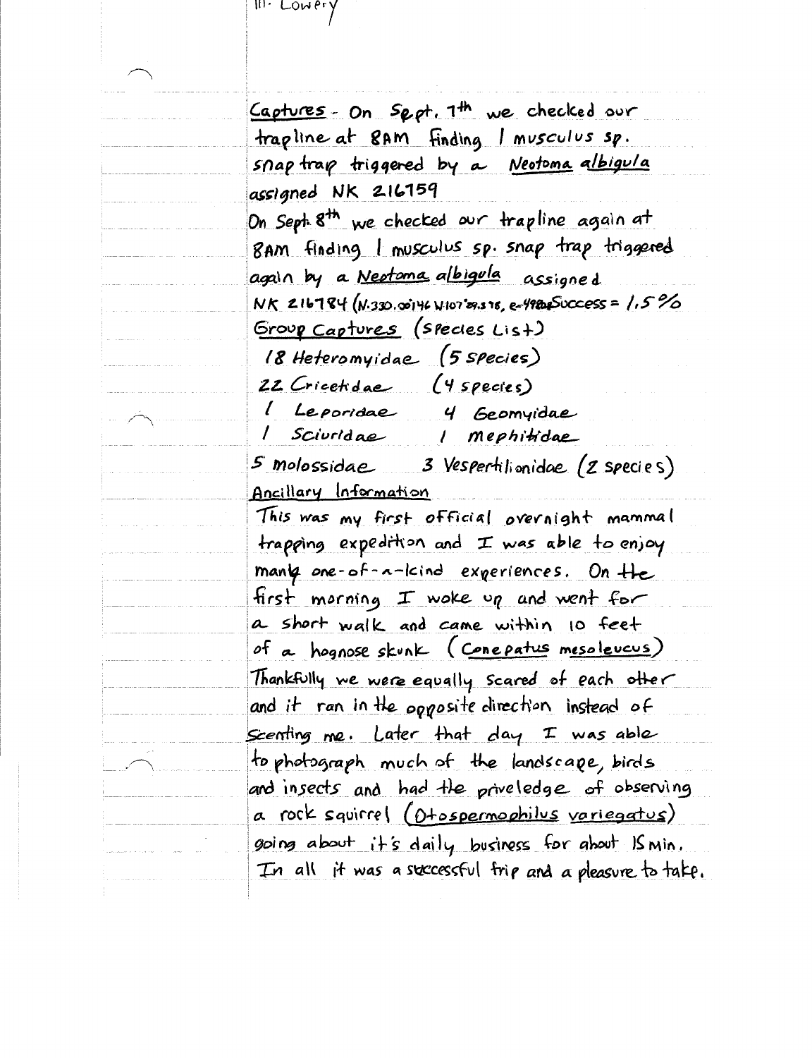M. Lowery

<u>Captures</u> - On Sept. 7th we checked our trapline at 8AM finding 1 musculus sp. snap trap triggered by a <u>Neotoma albigula</u> assigned NK 216759

On Sept. 8th we checked our trapline again at 8AM finding 1 musculus sp. snap trap triggered again by a <u>Neotoma albigula</u> assigned NK 216784 (N.33°.00'146 W107°39.378, e-4980) Success = 1.5%

<u>Group Captures</u> (Species List)

18 Heteromyidae (5 species)
22 Cricetidae (4 species)
1 Leporidae 4 Geomyidae
1 Sciuridae 1 Mephitidae
5 Molossidae 3 Vespertilionidae (2 species)

<u>Ancillary Information</u>

This was my first official overnight mammal trapping expedition and I was able to enjoy many one-of-a-kind experiences. On the first morning I woke up and went for a short walk and came within 10 feet of a hognose skunk (<u>Conepatus mesoleucus</u>) Thankfully we were equally scared of each other and it ran in the opposite direction instead of scenting me. Later that day I was able to photograph much of the landscape, birds and insects and had the priveledge of observing a rock squirrel (<u>Otospermophilus variegatus</u>) going about it's daily business for about 15 min. In all it was a successful trip and a pleasure to take.